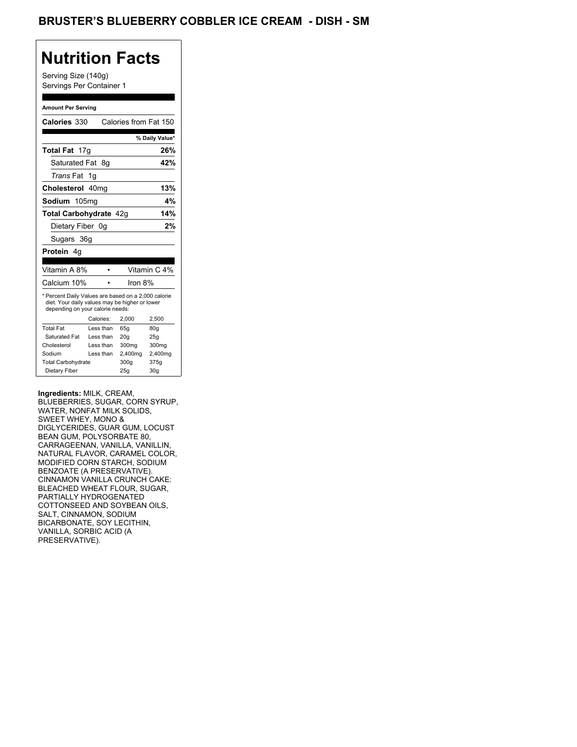# BRUSTER'S BLUEBERRY COBBLER ICE CREAM - DISH - SM

## Nutrition Facts

Serving Size (140g)
Servings Per Container 1

**Amount Per Serving**

| | |
|---|---|
| **Calories** 330 | Calories from Fat 150 |
| | **% Daily Value*** |
| **Total Fat** 17g | **26%** |
| Saturated Fat 8g | **42%** |
| *Trans* Fat 1g | |
| **Cholesterol** 40mg | **13%** |
| **Sodium** 105mg | **4%** |
| **Total Carbohydrate** 42g | **14%** |
| Dietary Fiber 0g | **2%** |
| Sugars 36g | |
| **Protein** 4g | |

| | | |
|---|---|---|
| Vitamin A 8% | • | Vitamin C 4% |
| Calcium 10% | • | Iron 8% |

* Percent Daily Values are based on a 2,000 calorie diet. Your daily values may be higher or lower depending on your calorie needs:

| | Calories: | 2,000 | 2,500 |
|---|---|---|---|
| Total Fat | Less than | 65g | 80g |
| Saturated Fat | Less than | 20g | 25g |
| Cholesterol | Less than | 300mg | 300mg |
| Sodium | Less than | 2,400mg | 2,400mg |
| Total Carbohydrate | | 300g | 375g |
| Dietary Fiber | | 25g | 30g |

**Ingredients:** MILK, CREAM, BLUEBERRIES, SUGAR, CORN SYRUP, WATER, NONFAT MILK SOLIDS, SWEET WHEY, MONO & DIGLYCERIDES, GUAR GUM, LOCUST BEAN GUM, POLYSORBATE 80, CARRAGEENAN, VANILLA, VANILLIN, NATURAL FLAVOR, CARAMEL COLOR, MODIFIED CORN STARCH, SODIUM BENZOATE (A PRESERVATIVE). CINNAMON VANILLA CRUNCH CAKE: BLEACHED WHEAT FLOUR, SUGAR, PARTIALLY HYDROGENATED COTTONSEED AND SOYBEAN OILS, SALT, CINNAMON, SODIUM BICARBONATE, SOY LECITHIN, VANILLA, SORBIC ACID (A PRESERVATIVE).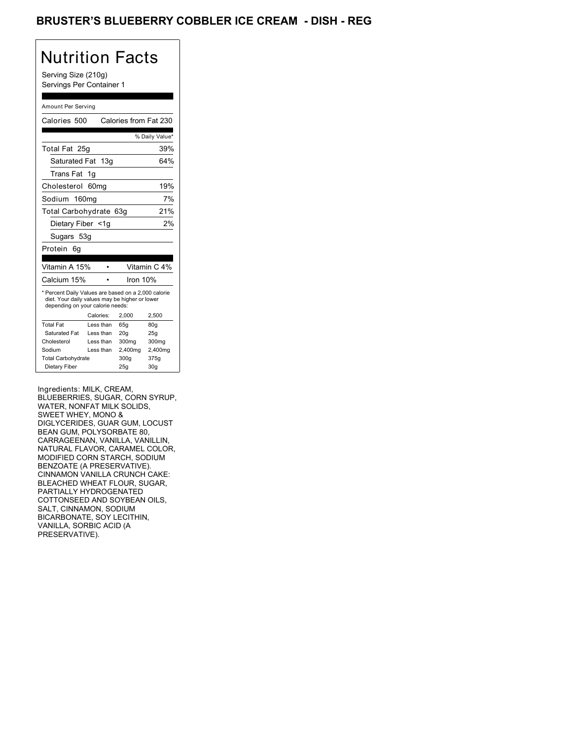## BRUSTER'S BLUEBERRY COBBLER ICE CREAM - DISH - REG

# Nutrition Facts

Serving Size (210g)
Servings Per Container 1

Amount Per Serving

Calories 500 Calories from Fat 230

| | % Daily Value* |
|---|---|
| Total Fat 25g | 39% |
| Saturated Fat 13g | 64% |
| Trans Fat 1g | |
| Cholesterol 60mg | 19% |
| Sodium 160mg | 7% |
| Total Carbohydrate 63g | 21% |
| Dietary Fiber <1g | 2% |
| Sugars 53g | |
| Protein 6g | |

| | |
|---|---|
| Vitamin A 15% | Vitamin C 4% |
| Calcium 15% | Iron 10% |

* Percent Daily Values are based on a 2,000 calorie diet. Your daily values may be higher or lower depending on your calorie needs:

| | Calories: | 2,000 | 2,500 |
|---|---|---|---|
| Total Fat | Less than | 65g | 80g |
| Saturated Fat | Less than | 20g | 25g |
| Cholesterol | Less than | 300mg | 300mg |
| Sodium | Less than | 2,400mg | 2,400mg |
| Total Carbohydrate | | 300g | 375g |
| Dietary Fiber | | 25g | 30g |

Ingredients: MILK, CREAM, BLUEBERRIES, SUGAR, CORN SYRUP, WATER, NONFAT MILK SOLIDS, SWEET WHEY, MONO & DIGLYCERIDES, GUAR GUM, LOCUST BEAN GUM, POLYSORBATE 80, CARRAGEENAN, VANILLA, VANILLIN, NATURAL FLAVOR, CARAMEL COLOR, MODIFIED CORN STARCH, SODIUM BENZOATE (A PRESERVATIVE). CINNAMON VANILLA CRUNCH CAKE: BLEACHED WHEAT FLOUR, SUGAR, PARTIALLY HYDROGENATED COTTONSEED AND SOYBEAN OILS, SALT, CINNAMON, SODIUM BICARBONATE, SOY LECITHIN, VANILLA, SORBIC ACID (A PRESERVATIVE).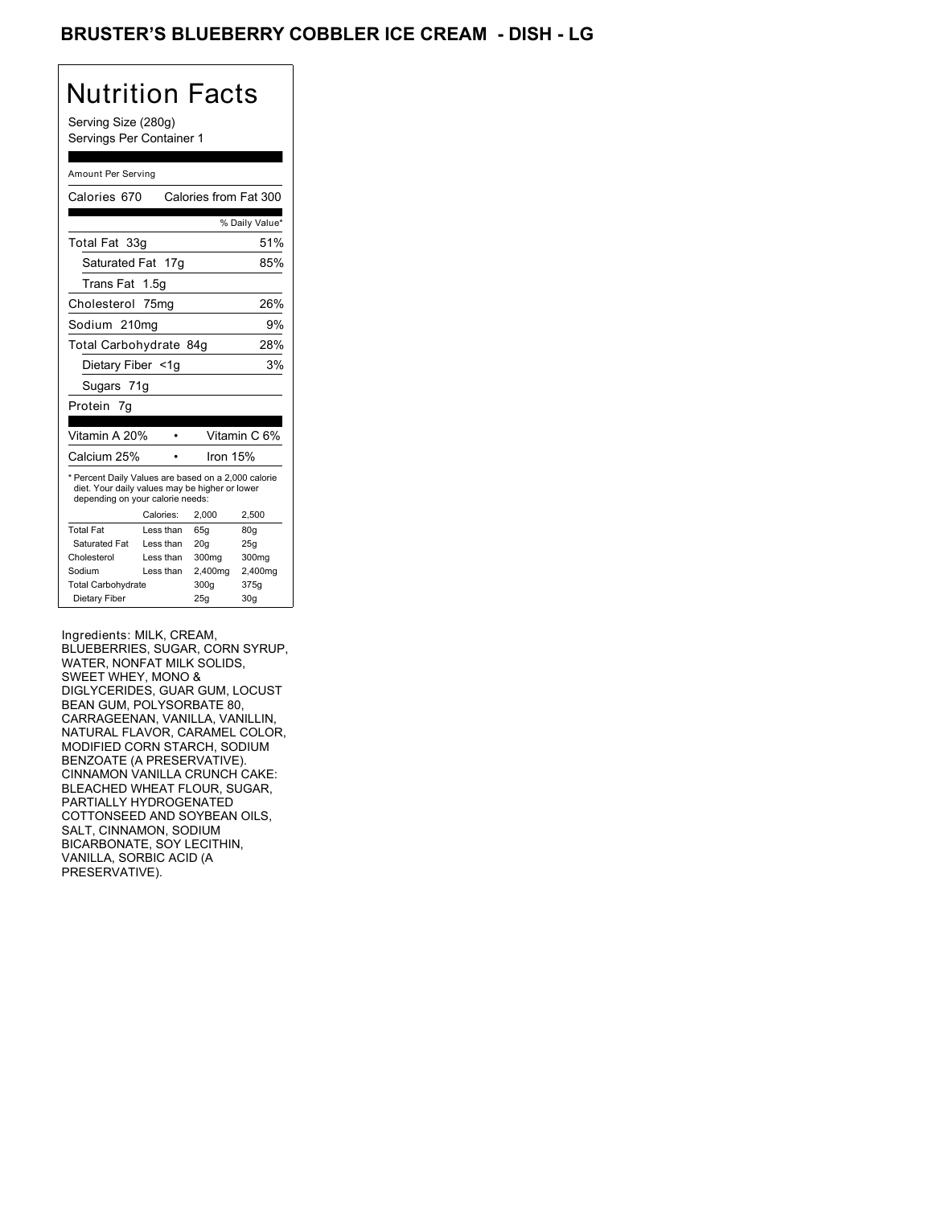# BRUSTER'S BLUEBERRY COBBLER ICE CREAM - DISH - LG

## Nutrition Facts

Serving Size (280g)
Servings Per Container 1

Amount Per Serving

| | |
|---|---|
| Calories 670 | Calories from Fat 300 |
| | % Daily Value* |
| Total Fat 33g | 51% |
| Saturated Fat 17g | 85% |
| Trans Fat 1.5g | |
| Cholesterol 75mg | 26% |
| Sodium 210mg | 9% |
| Total Carbohydrate 84g | 28% |
| Dietary Fiber <1g | 3% |
| Sugars 71g | |
| Protein 7g | |

| | |
|---|---|
| Vitamin A 20% | Vitamin C 6% |
| Calcium 25% | Iron 15% |

* Percent Daily Values are based on a 2,000 calorie diet. Your daily values may be higher or lower depending on your calorie needs:

| | Calories: | 2,000 | 2,500 |
|---|---|---|---|
| Total Fat | Less than | 65g | 80g |
| Saturated Fat | Less than | 20g | 25g |
| Cholesterol | Less than | 300mg | 300mg |
| Sodium | Less than | 2,400mg | 2,400mg |
| Total Carbohydrate | | 300g | 375g |
| Dietary Fiber | | 25g | 30g |

Ingredients: MILK, CREAM, BLUEBERRIES, SUGAR, CORN SYRUP, WATER, NONFAT MILK SOLIDS, SWEET WHEY, MONO & DIGLYCERIDES, GUAR GUM, LOCUST BEAN GUM, POLYSORBATE 80, CARRAGEENAN, VANILLA, VANILLIN, NATURAL FLAVOR, CARAMEL COLOR, MODIFIED CORN STARCH, SODIUM BENZOATE (A PRESERVATIVE). CINNAMON VANILLA CRUNCH CAKE: BLEACHED WHEAT FLOUR, SUGAR, PARTIALLY HYDROGENATED COTTONSEED AND SOYBEAN OILS, SALT, CINNAMON, SODIUM BICARBONATE, SOY LECITHIN, VANILLA, SORBIC ACID (A PRESERVATIVE).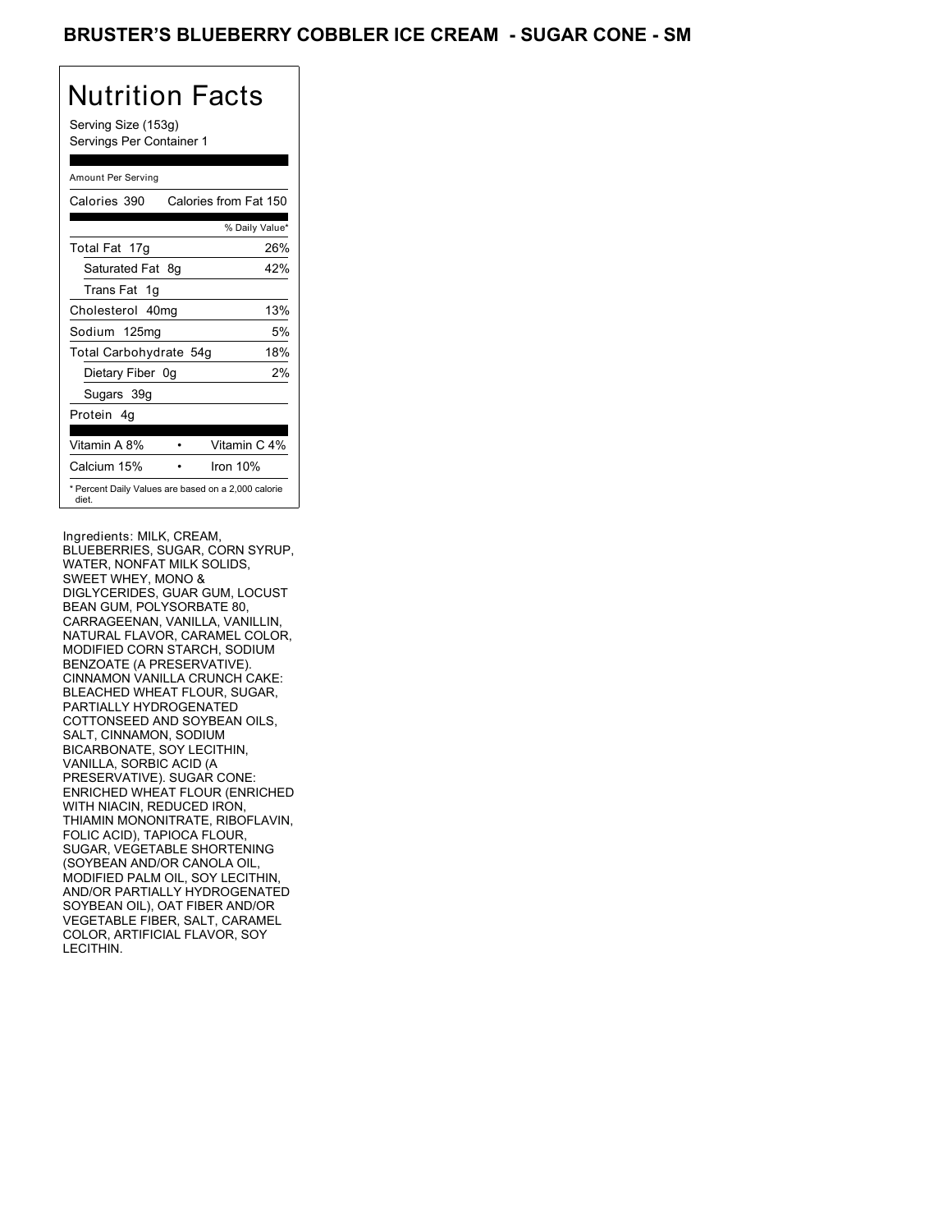# BRUSTER'S BLUEBERRY COBBLER ICE CREAM - SUGAR CONE - SM

## Nutrition Facts

Serving Size (153g)
Servings Per Container 1

| Amount Per Serving | |
|---|---|
| Calories 390 | Calories from Fat 150 |
| | % Daily Value* |
| Total Fat 17g | 26% |
| Saturated Fat 8g | 42% |
| Trans Fat 1g | |
| Cholesterol 40mg | 13% |
| Sodium 125mg | 5% |
| Total Carbohydrate 54g | 18% |
| Dietary Fiber 0g | 2% |
| Sugars 39g | |
| Protein 4g | |
| Vitamin A 8% | Vitamin C 4% |
| Calcium 15% | Iron 10% |

* Percent Daily Values are based on a 2,000 calorie diet.

Ingredients: MILK, CREAM, BLUEBERRIES, SUGAR, CORN SYRUP, WATER, NONFAT MILK SOLIDS, SWEET WHEY, MONO & DIGLYCERIDES, GUAR GUM, LOCUST BEAN GUM, POLYSORBATE 80, CARRAGEENAN, VANILLA, VANILLIN, NATURAL FLAVOR, CARAMEL COLOR, MODIFIED CORN STARCH, SODIUM BENZOATE (A PRESERVATIVE). CINNAMON VANILLA CRUNCH CAKE: BLEACHED WHEAT FLOUR, SUGAR, PARTIALLY HYDROGENATED COTTONSEED AND SOYBEAN OILS, SALT, CINNAMON, SODIUM BICARBONATE, SOY LECITHIN, VANILLA, SORBIC ACID (A PRESERVATIVE). SUGAR CONE: ENRICHED WHEAT FLOUR (ENRICHED WITH NIACIN, REDUCED IRON, THIAMIN MONONITRATE, RIBOFLAVIN, FOLIC ACID), TAPIOCA FLOUR, SUGAR, VEGETABLE SHORTENING (SOYBEAN AND/OR CANOLA OIL, MODIFIED PALM OIL, SOY LECITHIN, AND/OR PARTIALLY HYDROGENATED SOYBEAN OIL), OAT FIBER AND/OR VEGETABLE FIBER, SALT, CARAMEL COLOR, ARTIFICIAL FLAVOR, SOY LECITHIN.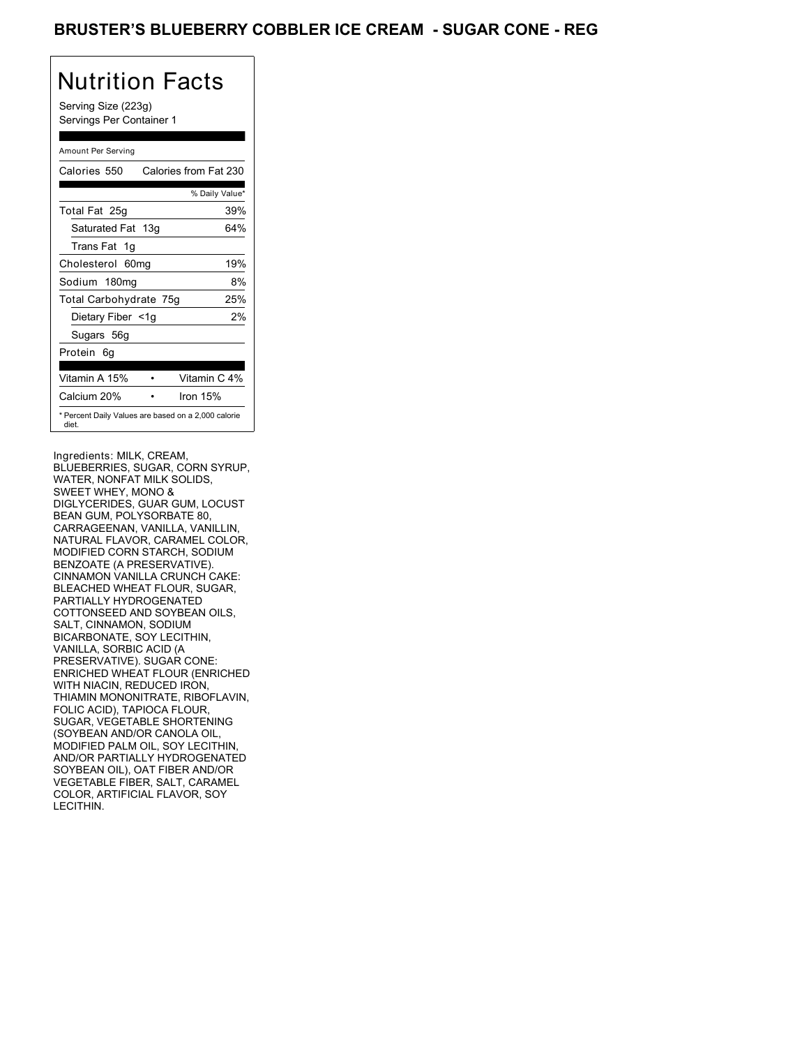# BRUSTER'S BLUEBERRY COBBLER ICE CREAM - SUGAR CONE - REG

## Nutrition Facts

Serving Size (223g)
Servings Per Container 1

Amount Per Serving

| | |
|---|---|
| Calories 550 | Calories from Fat 230 |
| | % Daily Value* |
| Total Fat 25g | 39% |
| Saturated Fat 13g | 64% |
| Trans Fat 1g | |
| Cholesterol 60mg | 19% |
| Sodium 180mg | 8% |
| Total Carbohydrate 75g | 25% |
| Dietary Fiber <1g | 2% |
| Sugars 56g | |
| Protein 6g | |

| | |
|---|---|
| Vitamin A 15% | Vitamin C 4% |
| Calcium 20% | Iron 15% |

* Percent Daily Values are based on a 2,000 calorie diet.

Ingredients: MILK, CREAM, BLUEBERRIES, SUGAR, CORN SYRUP, WATER, NONFAT MILK SOLIDS, SWEET WHEY, MONO & DIGLYCERIDES, GUAR GUM, LOCUST BEAN GUM, POLYSORBATE 80, CARRAGEENAN, VANILLA, VANILLIN, NATURAL FLAVOR, CARAMEL COLOR, MODIFIED CORN STARCH, SODIUM BENZOATE (A PRESERVATIVE). CINNAMON VANILLA CRUNCH CAKE: BLEACHED WHEAT FLOUR, SUGAR, PARTIALLY HYDROGENATED COTTONSEED AND SOYBEAN OILS, SALT, CINNAMON, SODIUM BICARBONATE, SOY LECITHIN, VANILLA, SORBIC ACID (A PRESERVATIVE). SUGAR CONE: ENRICHED WHEAT FLOUR (ENRICHED WITH NIACIN, REDUCED IRON, THIAMIN MONONITRATE, RIBOFLAVIN, FOLIC ACID), TAPIOCA FLOUR, SUGAR, VEGETABLE SHORTENING (SOYBEAN AND/OR CANOLA OIL, MODIFIED PALM OIL, SOY LECITHIN, AND/OR PARTIALLY HYDROGENATED SOYBEAN OIL), OAT FIBER AND/OR VEGETABLE FIBER, SALT, CARAMEL COLOR, ARTIFICIAL FLAVOR, SOY LECITHIN.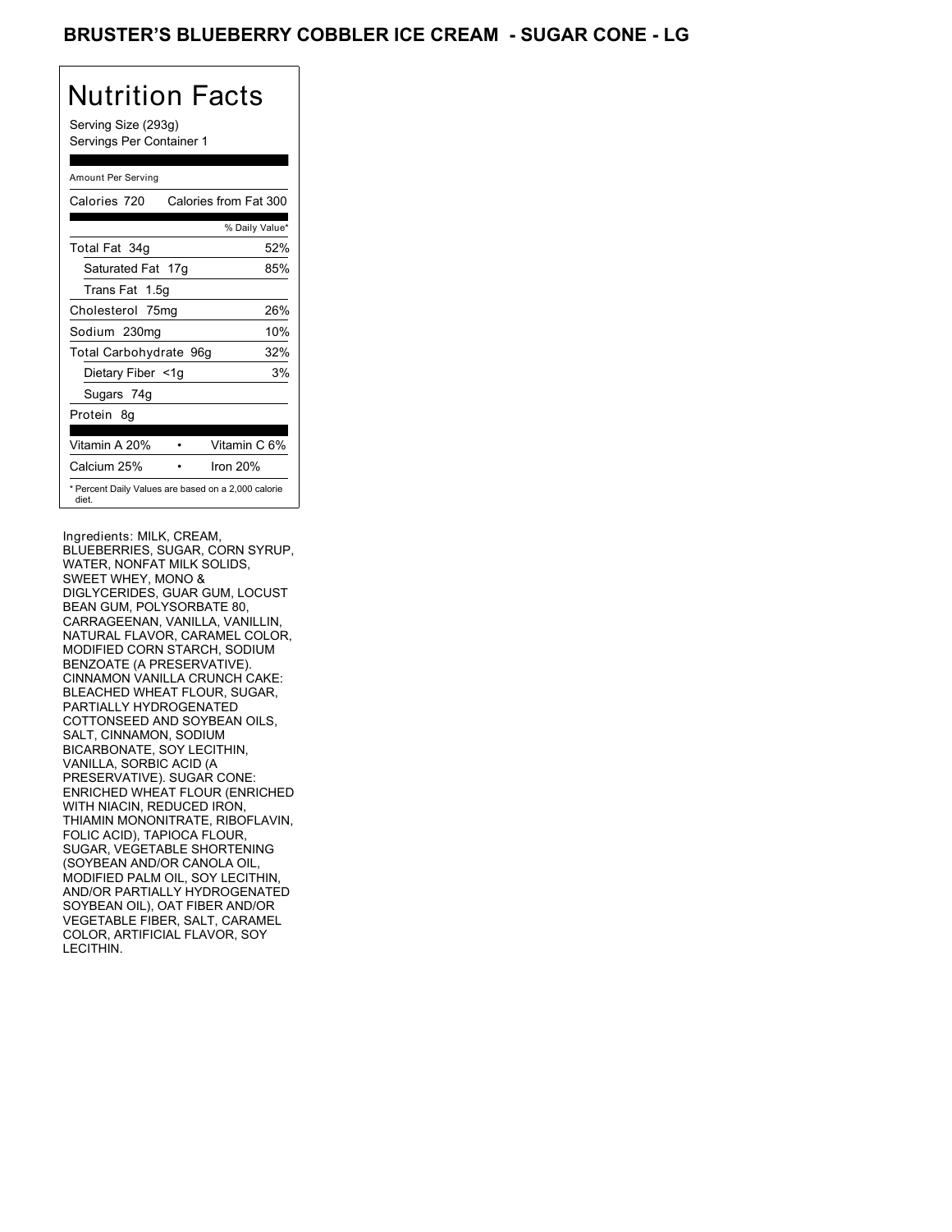# BRUSTER'S BLUEBERRY COBBLER ICE CREAM - SUGAR CONE - LG

## Nutrition Facts

Serving Size (293g)
Servings Per Container 1

Amount Per Serving

| | |
|---|---|
| Calories 720 | Calories from Fat 300 |
| | % Daily Value* |
| Total Fat 34g | 52% |
| Saturated Fat 17g | 85% |
| Trans Fat 1.5g | |
| Cholesterol 75mg | 26% |
| Sodium 230mg | 10% |
| Total Carbohydrate 96g | 32% |
| Dietary Fiber <1g | 3% |
| Sugars 74g | |
| Protein 8g | |
| Vitamin A 20% | Vitamin C 6% |
| Calcium 25% | Iron 20% |

* Percent Daily Values are based on a 2,000 calorie diet.

Ingredients: MILK, CREAM, BLUEBERRIES, SUGAR, CORN SYRUP, WATER, NONFAT MILK SOLIDS, SWEET WHEY, MONO & DIGLYCERIDES, GUAR GUM, LOCUST BEAN GUM, POLYSORBATE 80, CARRAGEENAN, VANILLA, VANILLIN, NATURAL FLAVOR, CARAMEL COLOR, MODIFIED CORN STARCH, SODIUM BENZOATE (A PRESERVATIVE). CINNAMON VANILLA CRUNCH CAKE: BLEACHED WHEAT FLOUR, SUGAR, PARTIALLY HYDROGENATED COTTONSEED AND SOYBEAN OILS, SALT, CINNAMON, SODIUM BICARBONATE, SOY LECITHIN, VANILLA, SORBIC ACID (A PRESERVATIVE). SUGAR CONE: ENRICHED WHEAT FLOUR (ENRICHED WITH NIACIN, REDUCED IRON, THIAMIN MONONITRATE, RIBOFLAVIN, FOLIC ACID), TAPIOCA FLOUR, SUGAR, VEGETABLE SHORTENING (SOYBEAN AND/OR CANOLA OIL, MODIFIED PALM OIL, SOY LECITHIN, AND/OR PARTIALLY HYDROGENATED SOYBEAN OIL), OAT FIBER AND/OR VEGETABLE FIBER, SALT, CARAMEL COLOR, ARTIFICIAL FLAVOR, SOY LECITHIN.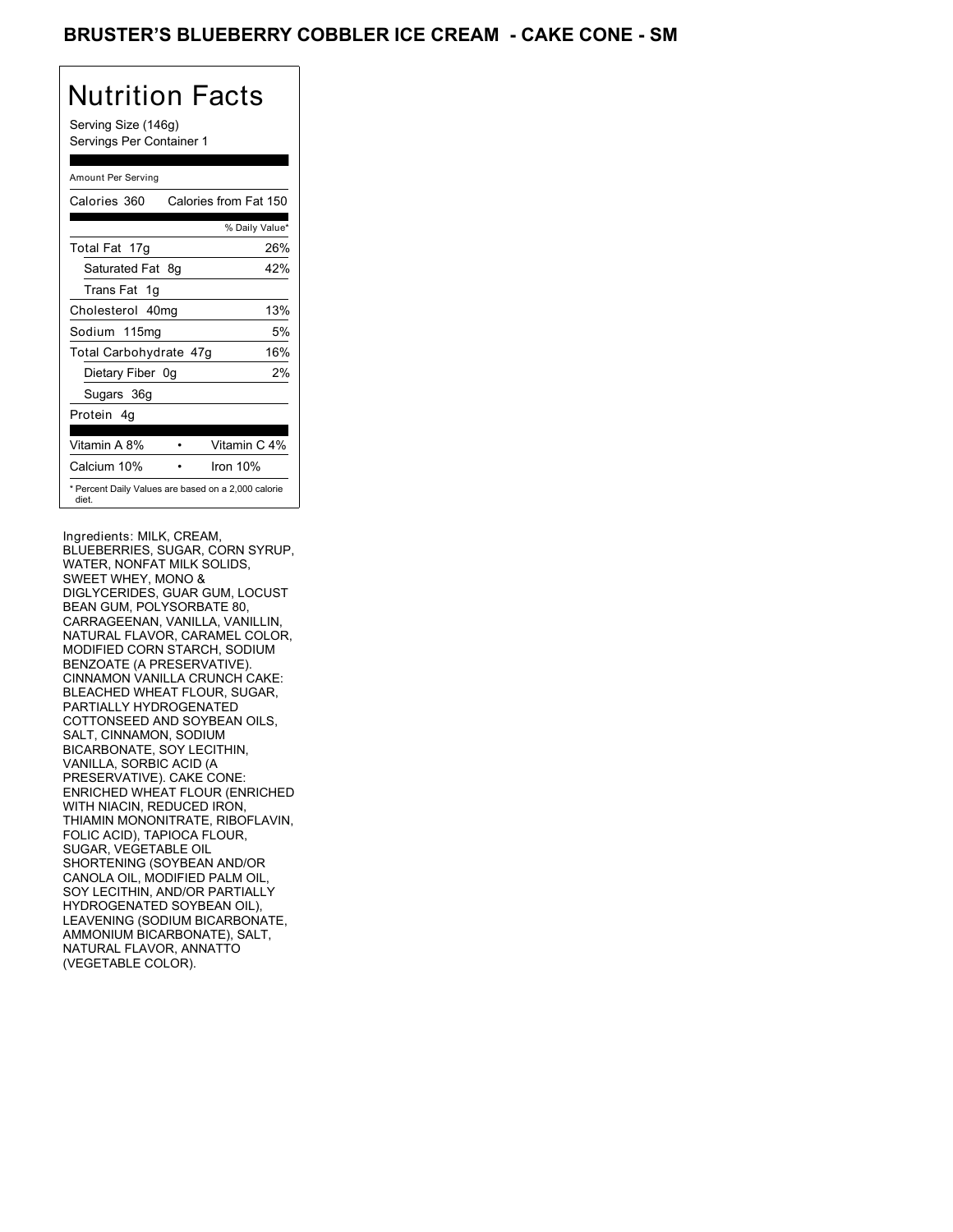# BRUSTER'S BLUEBERRY COBBLER ICE CREAM - CAKE CONE - SM

## Nutrition Facts

Serving Size (146g)
Servings Per Container 1

Amount Per Serving

| | |
|---|---|
| Calories 360 | Calories from Fat 150 |
| | % Daily Value* |
| Total Fat 17g | 26% |
| Saturated Fat 8g | 42% |
| Trans Fat 1g | |
| Cholesterol 40mg | 13% |
| Sodium 115mg | 5% |
| Total Carbohydrate 47g | 16% |
| Dietary Fiber 0g | 2% |
| Sugars 36g | |
| Protein 4g | |

| | |
|---|---|
| Vitamin A 8% | Vitamin C 4% |
| Calcium 10% | Iron 10% |

* Percent Daily Values are based on a 2,000 calorie diet.

Ingredients: MILK, CREAM, BLUEBERRIES, SUGAR, CORN SYRUP, WATER, NONFAT MILK SOLIDS, SWEET WHEY, MONO & DIGLYCERIDES, GUAR GUM, LOCUST BEAN GUM, POLYSORBATE 80, CARRAGEENAN, VANILLA, VANILLIN, NATURAL FLAVOR, CARAMEL COLOR, MODIFIED CORN STARCH, SODIUM BENZOATE (A PRESERVATIVE). CINNAMON VANILLA CRUNCH CAKE: BLEACHED WHEAT FLOUR, SUGAR, PARTIALLY HYDROGENATED COTTONSEED AND SOYBEAN OILS, SALT, CINNAMON, SODIUM BICARBONATE, SOY LECITHIN, VANILLA, SORBIC ACID (A PRESERVATIVE). CAKE CONE: ENRICHED WHEAT FLOUR (ENRICHED WITH NIACIN, REDUCED IRON, THIAMIN MONONITRATE, RIBOFLAVIN, FOLIC ACID), TAPIOCA FLOUR, SUGAR, VEGETABLE OIL SHORTENING (SOYBEAN AND/OR CANOLA OIL, MODIFIED PALM OIL, SOY LECITHIN, AND/OR PARTIALLY HYDROGENATED SOYBEAN OIL), LEAVENING (SODIUM BICARBONATE, AMMONIUM BICARBONATE), SALT, NATURAL FLAVOR, ANNATTO (VEGETABLE COLOR).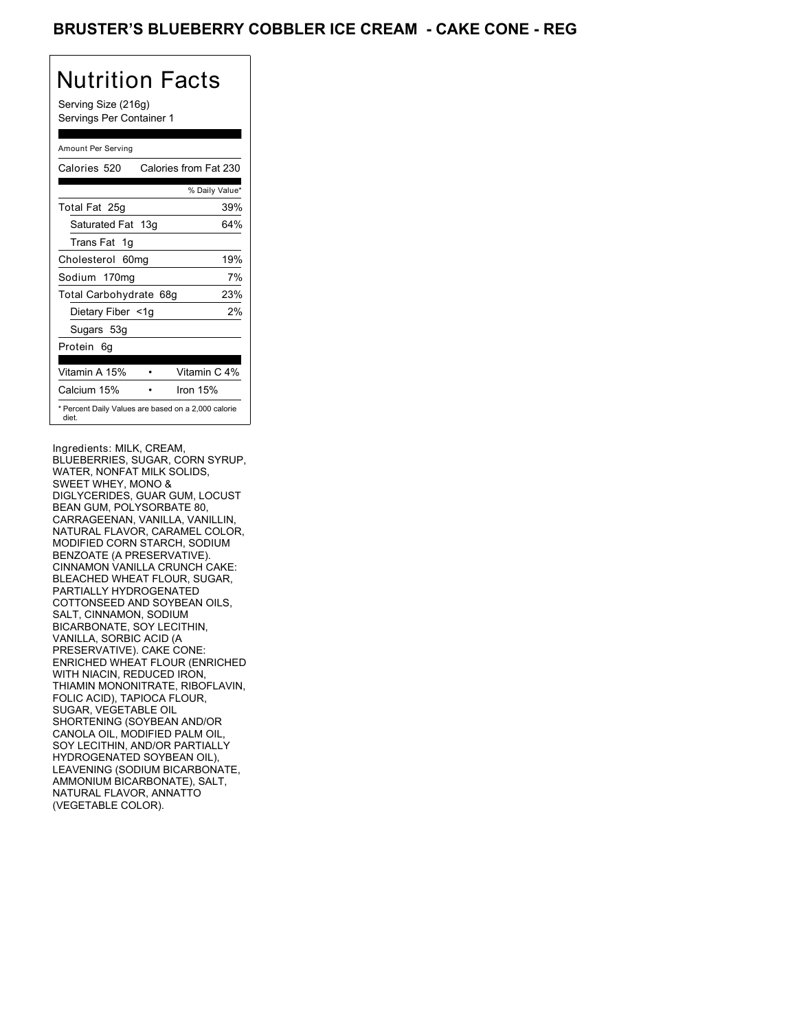# BRUSTER'S BLUEBERRY COBBLER ICE CREAM - CAKE CONE - REG

## Nutrition Facts

Serving Size (216g)
Servings Per Container 1

Amount Per Serving

| Calories 520 | Calories from Fat 230 |
|---|---|
| | % Daily Value* |
| Total Fat 25g | 39% |
| Saturated Fat 13g | 64% |
| Trans Fat 1g | |
| Cholesterol 60mg | 19% |
| Sodium 170mg | 7% |
| Total Carbohydrate 68g | 23% |
| Dietary Fiber <1g | 2% |
| Sugars 53g | |
| Protein 6g | |

| Vitamin A 15% | • | Vitamin C 4% |
|---|---|---|
| Calcium 15% | • | Iron 15% |

* Percent Daily Values are based on a 2,000 calorie diet.

Ingredients: MILK, CREAM, BLUEBERRIES, SUGAR, CORN SYRUP, WATER, NONFAT MILK SOLIDS, SWEET WHEY, MONO & DIGLYCERIDES, GUAR GUM, LOCUST BEAN GUM, POLYSORBATE 80, CARRAGEENAN, VANILLA, VANILLIN, NATURAL FLAVOR, CARAMEL COLOR, MODIFIED CORN STARCH, SODIUM BENZOATE (A PRESERVATIVE). CINNAMON VANILLA CRUNCH CAKE: BLEACHED WHEAT FLOUR, SUGAR, PARTIALLY HYDROGENATED COTTONSEED AND SOYBEAN OILS, SALT, CINNAMON, SODIUM BICARBONATE, SOY LECITHIN, VANILLA, SORBIC ACID (A PRESERVATIVE). CAKE CONE: ENRICHED WHEAT FLOUR (ENRICHED WITH NIACIN, REDUCED IRON, THIAMIN MONONITRATE, RIBOFLAVIN, FOLIC ACID), TAPIOCA FLOUR, SUGAR, VEGETABLE OIL SHORTENING (SOYBEAN AND/OR CANOLA OIL, MODIFIED PALM OIL, SOY LECITHIN, AND/OR PARTIALLY HYDROGENATED SOYBEAN OIL), LEAVENING (SODIUM BICARBONATE, AMMONIUM BICARBONATE), SALT, NATURAL FLAVOR, ANNATTO (VEGETABLE COLOR).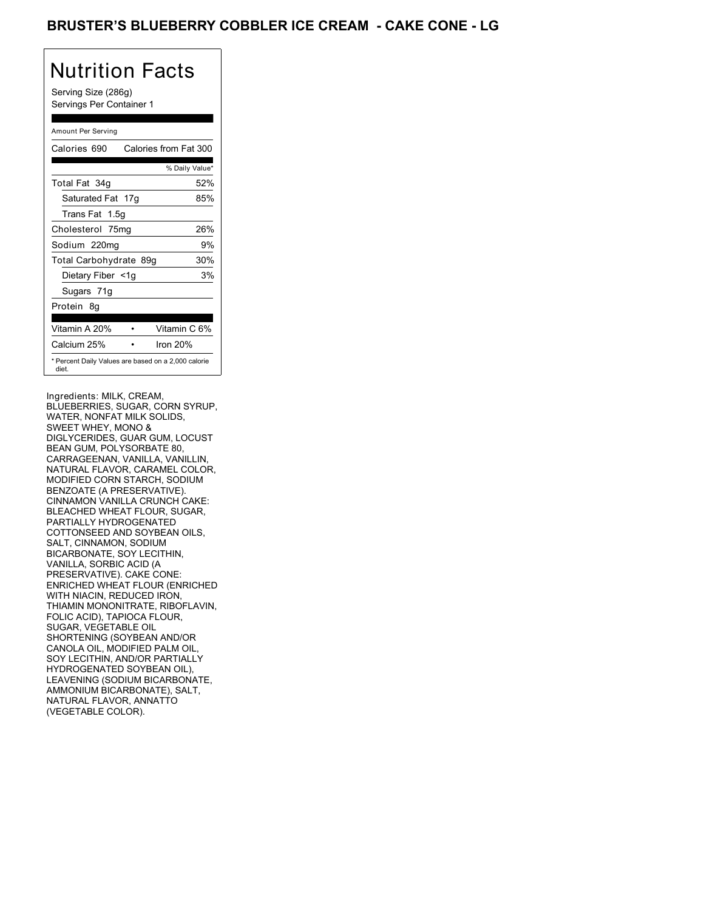# BRUSTER'S BLUEBERRY COBBLER ICE CREAM - CAKE CONE - LG

## Nutrition Facts

Serving Size (286g)
Servings Per Container 1

Amount Per Serving

| | |
|---|---|
| Calories 690 | Calories from Fat 300 |
| | % Daily Value* |
| Total Fat 34g | 52% |
| Saturated Fat 17g | 85% |
| Trans Fat 1.5g | |
| Cholesterol 75mg | 26% |
| Sodium 220mg | 9% |
| Total Carbohydrate 89g | 30% |
| Dietary Fiber <1g | 3% |
| Sugars 71g | |
| Protein 8g | |
| Vitamin A 20% | Vitamin C 6% |
| Calcium 25% | Iron 20% |

* Percent Daily Values are based on a 2,000 calorie diet.

Ingredients: MILK, CREAM, BLUEBERRIES, SUGAR, CORN SYRUP, WATER, NONFAT MILK SOLIDS, SWEET WHEY, MONO & DIGLYCERIDES, GUAR GUM, LOCUST BEAN GUM, POLYSORBATE 80, CARRAGEENAN, VANILLA, VANILLIN, NATURAL FLAVOR, CARAMEL COLOR, MODIFIED CORN STARCH, SODIUM BENZOATE (A PRESERVATIVE). CINNAMON VANILLA CRUNCH CAKE: BLEACHED WHEAT FLOUR, SUGAR, PARTIALLY HYDROGENATED COTTONSEED AND SOYBEAN OILS, SALT, CINNAMON, SODIUM BICARBONATE, SOY LECITHIN, VANILLA, SORBIC ACID (A PRESERVATIVE). CAKE CONE: ENRICHED WHEAT FLOUR (ENRICHED WITH NIACIN, REDUCED IRON, THIAMIN MONONITRATE, RIBOFLAVIN, FOLIC ACID), TAPIOCA FLOUR, SUGAR, VEGETABLE OIL SHORTENING (SOYBEAN AND/OR CANOLA OIL, MODIFIED PALM OIL, SOY LECITHIN, AND/OR PARTIALLY HYDROGENATED SOYBEAN OIL), LEAVENING (SODIUM BICARBONATE, AMMONIUM BICARBONATE), SALT, NATURAL FLAVOR, ANNATTO (VEGETABLE COLOR).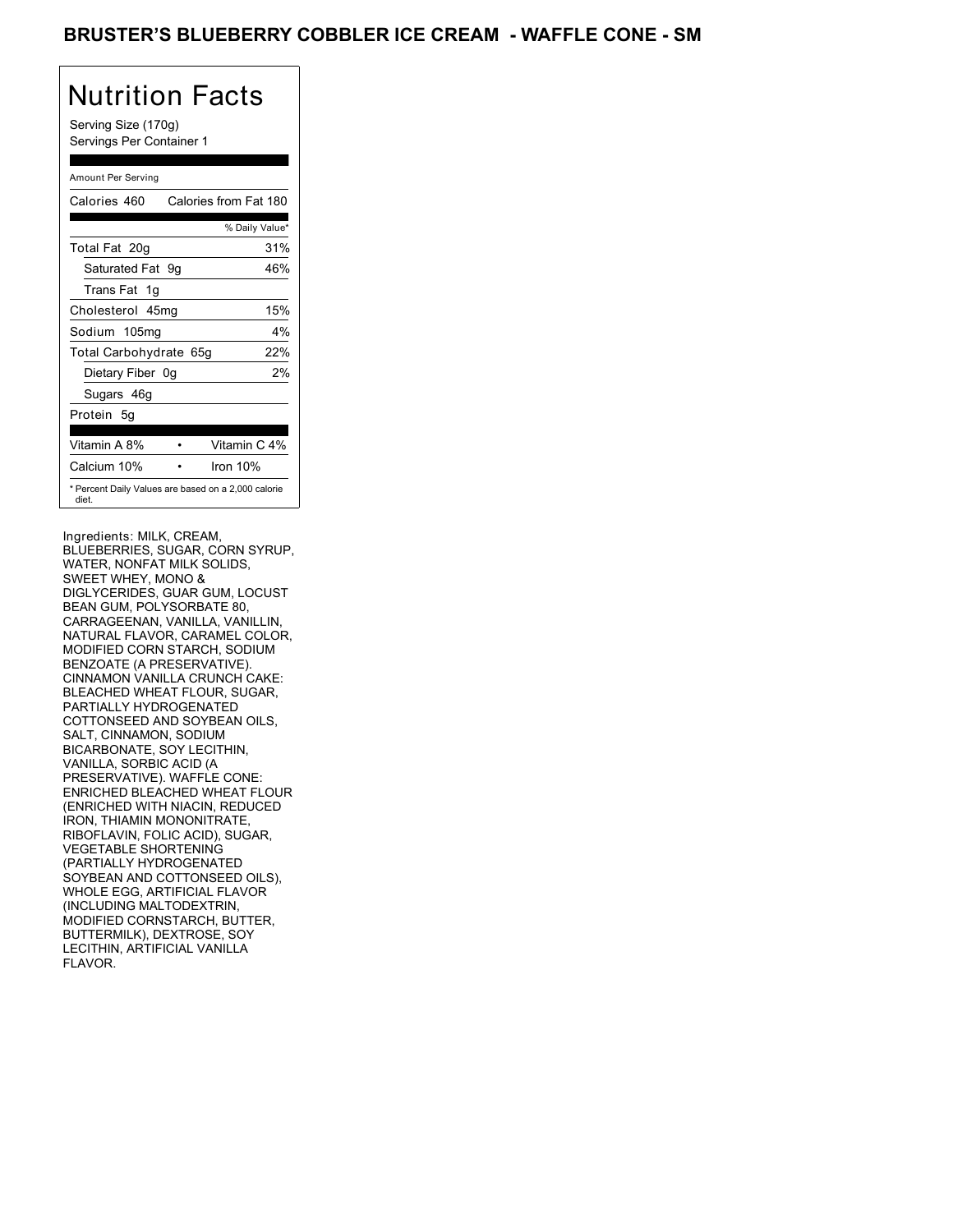# BRUSTER'S BLUEBERRY COBBLER ICE CREAM - WAFFLE CONE - SM

## Nutrition Facts

Serving Size (170g)
Servings Per Container 1

Amount Per Serving

| | |
|---|---|
| Calories 460 | Calories from Fat 180 |
| | % Daily Value* |
| Total Fat 20g | 31% |
| Saturated Fat 9g | 46% |
| Trans Fat 1g | |
| Cholesterol 45mg | 15% |
| Sodium 105mg | 4% |
| Total Carbohydrate 65g | 22% |
| Dietary Fiber 0g | 2% |
| Sugars 46g | |
| Protein 5g | |
| Vitamin A 8% | Vitamin C 4% |
| Calcium 10% | Iron 10% |

* Percent Daily Values are based on a 2,000 calorie diet.

Ingredients: MILK, CREAM, BLUEBERRIES, SUGAR, CORN SYRUP, WATER, NONFAT MILK SOLIDS, SWEET WHEY, MONO & DIGLYCERIDES, GUAR GUM, LOCUST BEAN GUM, POLYSORBATE 80, CARRAGEENAN, VANILLA, VANILLIN, NATURAL FLAVOR, CARAMEL COLOR, MODIFIED CORN STARCH, SODIUM BENZOATE (A PRESERVATIVE). CINNAMON VANILLA CRUNCH CAKE: BLEACHED WHEAT FLOUR, SUGAR, PARTIALLY HYDROGENATED COTTONSEED AND SOYBEAN OILS, SALT, CINNAMON, SODIUM BICARBONATE, SOY LECITHIN, VANILLA, SORBIC ACID (A PRESERVATIVE). WAFFLE CONE: ENRICHED BLEACHED WHEAT FLOUR (ENRICHED WITH NIACIN, REDUCED IRON, THIAMIN MONONITRATE, RIBOFLAVIN, FOLIC ACID), SUGAR, VEGETABLE SHORTENING (PARTIALLY HYDROGENATED SOYBEAN AND COTTONSEED OILS), WHOLE EGG, ARTIFICIAL FLAVOR (INCLUDING MALTODEXTRIN, MODIFIED CORNSTARCH, BUTTER, BUTTERMILK), DEXTROSE, SOY LECITHIN, ARTIFICIAL VANILLA FLAVOR.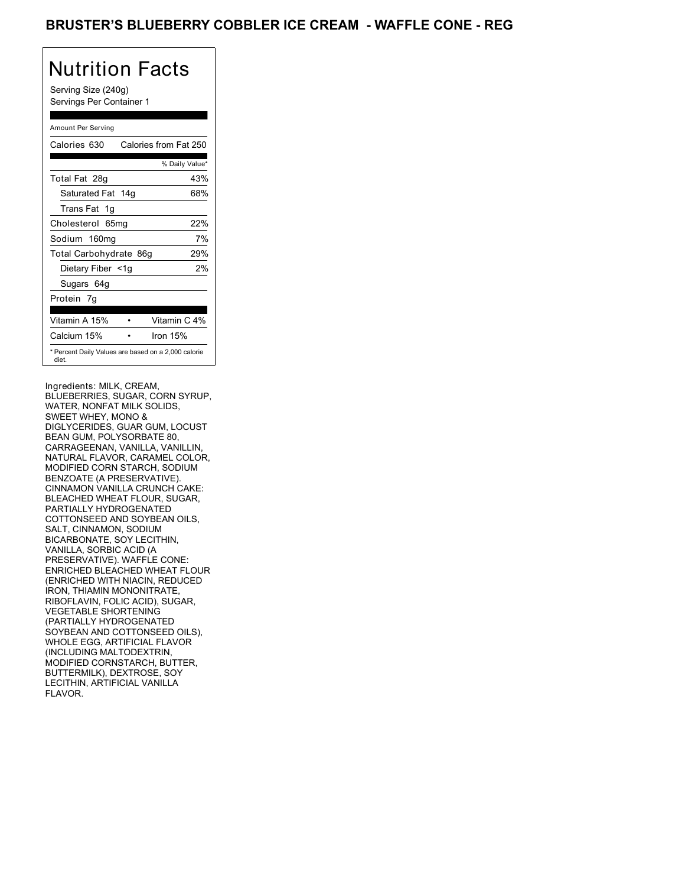# BRUSTER'S BLUEBERRY COBBLER ICE CREAM - WAFFLE CONE - REG

## Nutrition Facts

Serving Size (240g)
Servings Per Container 1

Amount Per Serving

| | |
|---|---|
| Calories 630 | Calories from Fat 250 |
| | % Daily Value* |
| Total Fat 28g | 43% |
| Saturated Fat 14g | 68% |
| Trans Fat 1g | |
| Cholesterol 65mg | 22% |
| Sodium 160mg | 7% |
| Total Carbohydrate 86g | 29% |
| Dietary Fiber <1g | 2% |
| Sugars 64g | |
| Protein 7g | |
| Vitamin A 15% • | Vitamin C 4% |
| Calcium 15% • | Iron 15% |

* Percent Daily Values are based on a 2,000 calorie diet.

Ingredients: MILK, CREAM, BLUEBERRIES, SUGAR, CORN SYRUP, WATER, NONFAT MILK SOLIDS, SWEET WHEY, MONO & DIGLYCERIDES, GUAR GUM, LOCUST BEAN GUM, POLYSORBATE 80, CARRAGEENAN, VANILLA, VANILLIN, NATURAL FLAVOR, CARAMEL COLOR, MODIFIED CORN STARCH, SODIUM BENZOATE (A PRESERVATIVE). CINNAMON VANILLA CRUNCH CAKE: BLEACHED WHEAT FLOUR, SUGAR, PARTIALLY HYDROGENATED COTTONSEED AND SOYBEAN OILS, SALT, CINNAMON, SODIUM BICARBONATE, SOY LECITHIN, VANILLA, SORBIC ACID (A PRESERVATIVE). WAFFLE CONE: ENRICHED BLEACHED WHEAT FLOUR (ENRICHED WITH NIACIN, REDUCED IRON, THIAMIN MONONITRATE, RIBOFLAVIN, FOLIC ACID), SUGAR, VEGETABLE SHORTENING (PARTIALLY HYDROGENATED SOYBEAN AND COTTONSEED OILS), WHOLE EGG, ARTIFICIAL FLAVOR (INCLUDING MALTODEXTRIN, MODIFIED CORNSTARCH, BUTTER, BUTTERMILK), DEXTROSE, SOY LECITHIN, ARTIFICIAL VANILLA FLAVOR.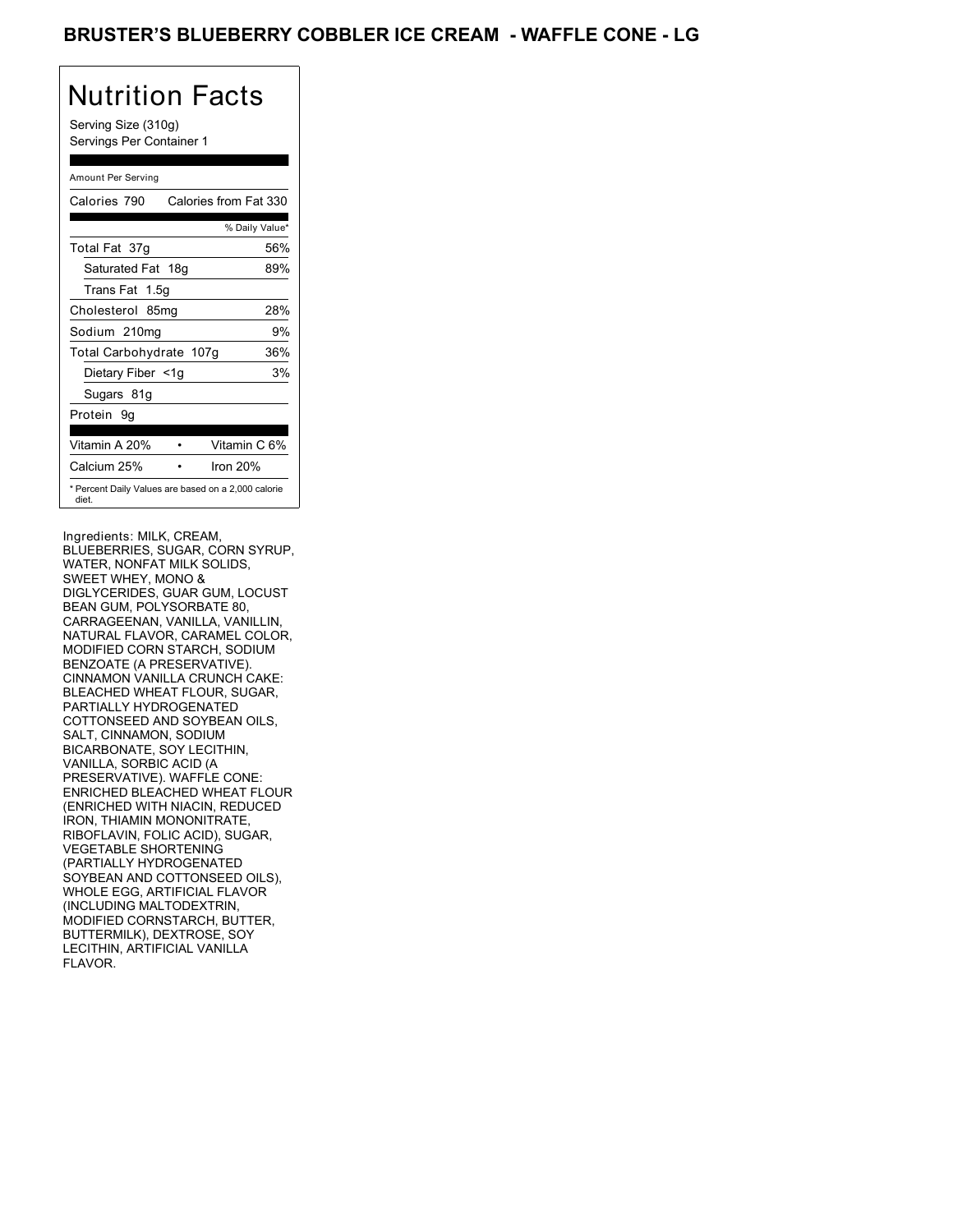# BRUSTER'S BLUEBERRY COBBLER ICE CREAM - WAFFLE CONE - LG

## Nutrition Facts

Serving Size (310g)
Servings Per Container 1

Amount Per Serving

| | |
|---|---|
| Calories 790 | Calories from Fat 330 |
| | % Daily Value* |
| Total Fat 37g | 56% |
| Saturated Fat 18g | 89% |
| Trans Fat 1.5g | |
| Cholesterol 85mg | 28% |
| Sodium 210mg | 9% |
| Total Carbohydrate 107g | 36% |
| Dietary Fiber <1g | 3% |
| Sugars 81g | |
| Protein 9g | |
| Vitamin A 20% | Vitamin C 6% |
| Calcium 25% | Iron 20% |

* Percent Daily Values are based on a 2,000 calorie diet.

Ingredients: MILK, CREAM, BLUEBERRIES, SUGAR, CORN SYRUP, WATER, NONFAT MILK SOLIDS, SWEET WHEY, MONO & DIGLYCERIDES, GUAR GUM, LOCUST BEAN GUM, POLYSORBATE 80, CARRAGEENAN, VANILLA, VANILLIN, NATURAL FLAVOR, CARAMEL COLOR, MODIFIED CORN STARCH, SODIUM BENZOATE (A PRESERVATIVE). CINNAMON VANILLA CRUNCH CAKE: BLEACHED WHEAT FLOUR, SUGAR, PARTIALLY HYDROGENATED COTTONSEED AND SOYBEAN OILS, SALT, CINNAMON, SODIUM BICARBONATE, SOY LECITHIN, VANILLA, SORBIC ACID (A PRESERVATIVE). WAFFLE CONE: ENRICHED BLEACHED WHEAT FLOUR (ENRICHED WITH NIACIN, REDUCED IRON, THIAMIN MONONITRATE, RIBOFLAVIN, FOLIC ACID), SUGAR, VEGETABLE SHORTENING (PARTIALLY HYDROGENATED SOYBEAN AND COTTONSEED OILS), WHOLE EGG, ARTIFICIAL FLAVOR (INCLUDING MALTODEXTRIN, MODIFIED CORNSTARCH, BUTTER, BUTTERMILK), DEXTROSE, SOY LECITHIN, ARTIFICIAL VANILLA FLAVOR.